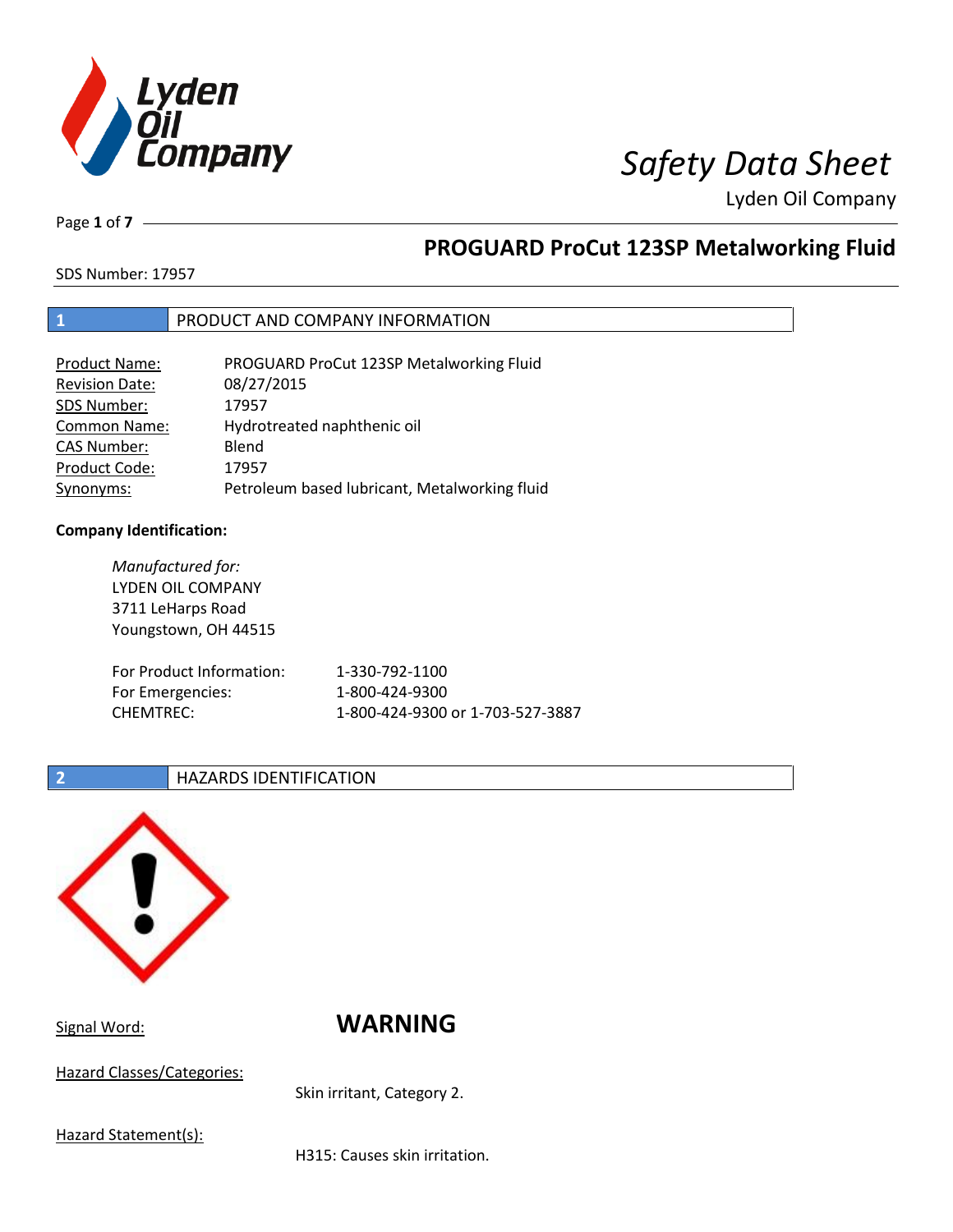# Safety Data Sheet

Lyden Oil Company

## PROGUARD ProCut 123SP Metalworking Fluid

SDS Number: 17957

## 1 PRODUCT AND COMPANY INFORMATION

| | |
|---|---|
| Product Name: | PROGUARD ProCut 123SP Metalworking Fluid |
| Revision Date: | 08/27/2015 |
| SDS Number: | 17957 |
| Common Name: | Hydrotreated naphthenic oil |
| CAS Number: | Blend |
| Product Code: | 17957 |
| Synonyms: | Petroleum based lubricant, Metalworking fluid |

**Company Identification:**

*Manufactured for:*
LYDEN OIL COMPANY
3711 LeHarps Road
Youngstown, OH 44515

| | |
|---|---|
| For Product Information: | 1-330-792-1100 |
| For Emergencies: | 1-800-424-9300 |
| CHEMTREC: | 1-800-424-9300 or 1-703-527-3887 |

## 2 HAZARDS IDENTIFICATION

Signal Word: **WARNING**

Hazard Classes/Categories:

Skin irritant, Category 2.

Hazard Statement(s):

H315: Causes skin irritation.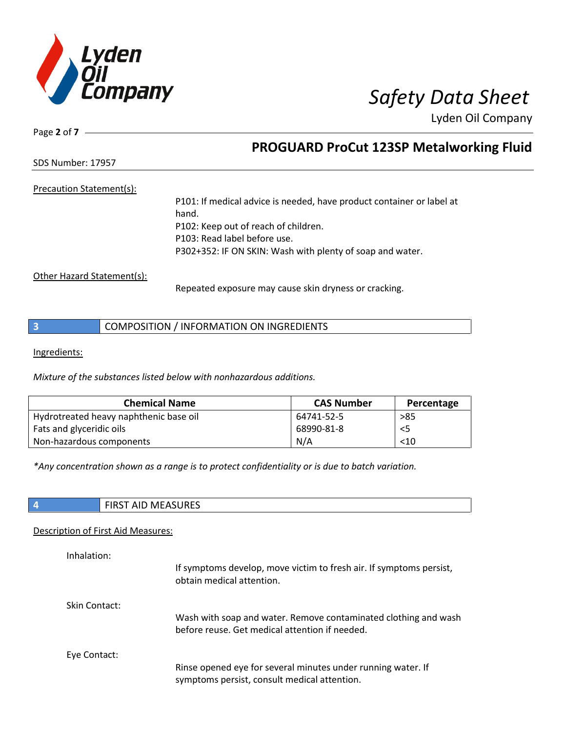## PROGUARD ProCut 123SP Metalworking Fluid

SDS Number: 17957

Precaution Statement(s):

P101: If medical advice is needed, have product container or label at hand.
P102: Keep out of reach of children.
P103: Read label before use.
P302+352: IF ON SKIN: Wash with plenty of soap and water.

Other Hazard Statement(s):

Repeated exposure may cause skin dryness or cracking.

## 3 COMPOSITION / INFORMATION ON INGREDIENTS

Ingredients:

*Mixture of the substances listed below with nonhazardous additions.*

| Chemical Name | CAS Number | Percentage |
|---|---|---|
| Hydrotreated heavy naphthenic base oil | 64741-52-5 | >85 |
| Fats and glyceridic oils | 68990-81-8 | <5 |
| Non-hazardous components | N/A | <10 |

*\*Any concentration shown as a range is to protect confidentiality or is due to batch variation.*

## 4 FIRST AID MEASURES

Description of First Aid Measures:

Inhalation:

If symptoms develop, move victim to fresh air. If symptoms persist, obtain medical attention.

Skin Contact:

Wash with soap and water. Remove contaminated clothing and wash before reuse. Get medical attention if needed.

Eye Contact:

Rinse opened eye for several minutes under running water. If symptoms persist, consult medical attention.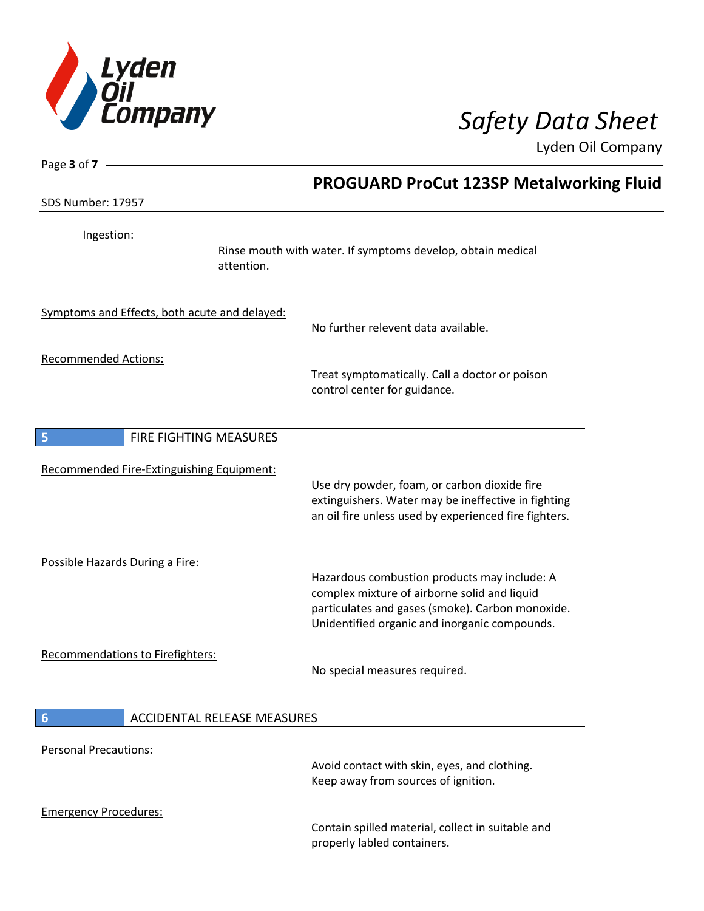Ingestion:

Rinse mouth with water. If symptoms develop, obtain medical attention.

Symptoms and Effects, both acute and delayed:

No further relevent data available.

Recommended Actions:

Treat symptomatically. Call a doctor or poison control center for guidance.

## 5 FIRE FIGHTING MEASURES

Recommended Fire-Extinguishing Equipment:

Use dry powder, foam, or carbon dioxide fire extinguishers. Water may be ineffective in fighting an oil fire unless used by experienced fire fighters.

Possible Hazards During a Fire:

Hazardous combustion products may include: A complex mixture of airborne solid and liquid particulates and gases (smoke). Carbon monoxide. Unidentified organic and inorganic compounds.

Recommendations to Firefighters:

No special measures required.

## 6 ACCIDENTAL RELEASE MEASURES

Personal Precautions:

Avoid contact with skin, eyes, and clothing.
Keep away from sources of ignition.

Emergency Procedures:

Contain spilled material, collect in suitable and properly labled containers.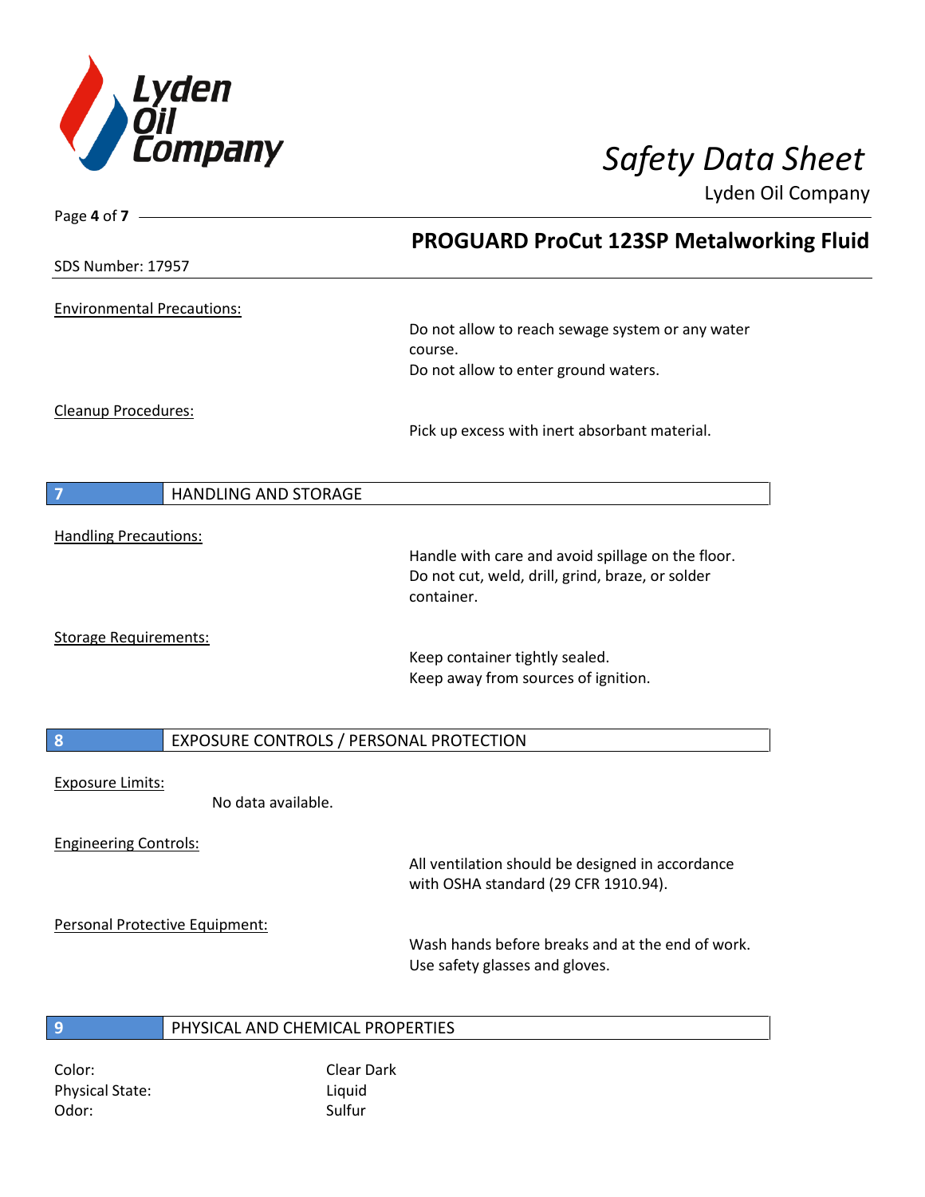## PROGUARD ProCut 123SP Metalworking Fluid

SDS Number: 17957

Environmental Precautions:

Do not allow to reach sewage system or any water course.
Do not allow to enter ground waters.

Cleanup Procedures:

Pick up excess with inert absorbant material.

## 7 HANDLING AND STORAGE

Handling Precautions:

Handle with care and avoid spillage on the floor.
Do not cut, weld, drill, grind, braze, or solder container.

Storage Requirements:

Keep container tightly sealed.
Keep away from sources of ignition.

## 8 EXPOSURE CONTROLS / PERSONAL PROTECTION

Exposure Limits:

No data available.

Engineering Controls:

All ventilation should be designed in accordance with OSHA standard (29 CFR 1910.94).

Personal Protective Equipment:

Wash hands before breaks and at the end of work.
Use safety glasses and gloves.

## 9 PHYSICAL AND CHEMICAL PROPERTIES

Color: Clear Dark
Physical State: Liquid
Odor: Sulfur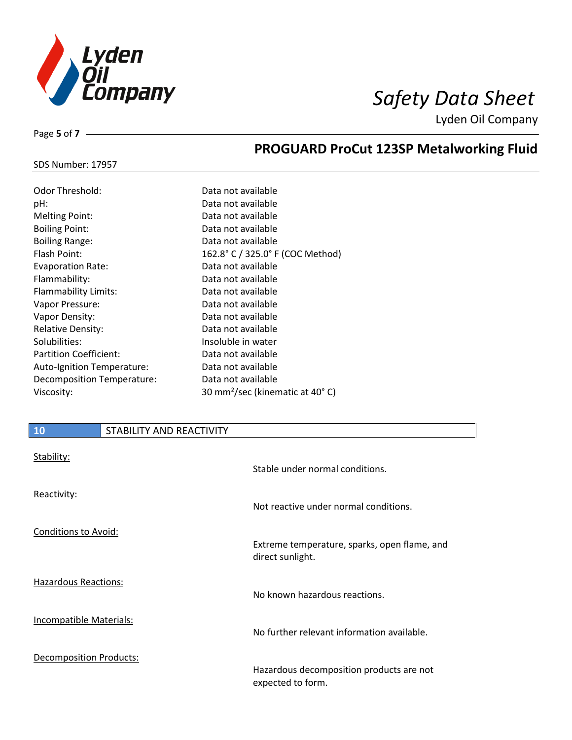| | |
|---|---|
| Odor Threshold: | Data not available |
| pH: | Data not available |
| Melting Point: | Data not available |
| Boiling Point: | Data not available |
| Boiling Range: | Data not available |
| Flash Point: | 162.8° C / 325.0° F (COC Method) |
| Evaporation Rate: | Data not available |
| Flammability: | Data not available |
| Flammability Limits: | Data not available |
| Vapor Pressure: | Data not available |
| Vapor Density: | Data not available |
| Relative Density: | Data not available |
| Solubilities: | Insoluble in water |
| Partition Coefficient: | Data not available |
| Auto-Ignition Temperature: | Data not available |
| Decomposition Temperature: | Data not available |
| Viscosity: | 30 $mm^2$/sec (kinematic at 40° C) |

## 10 STABILITY AND REACTIVITY

Stability:

Stable under normal conditions.

Reactivity:

Not reactive under normal conditions.

Conditions to Avoid:

Extreme temperature, sparks, open flame, and direct sunlight.

Hazardous Reactions:

No known hazardous reactions.

Incompatible Materials:

No further relevant information available.

Decomposition Products:

Hazardous decomposition products are not expected to form.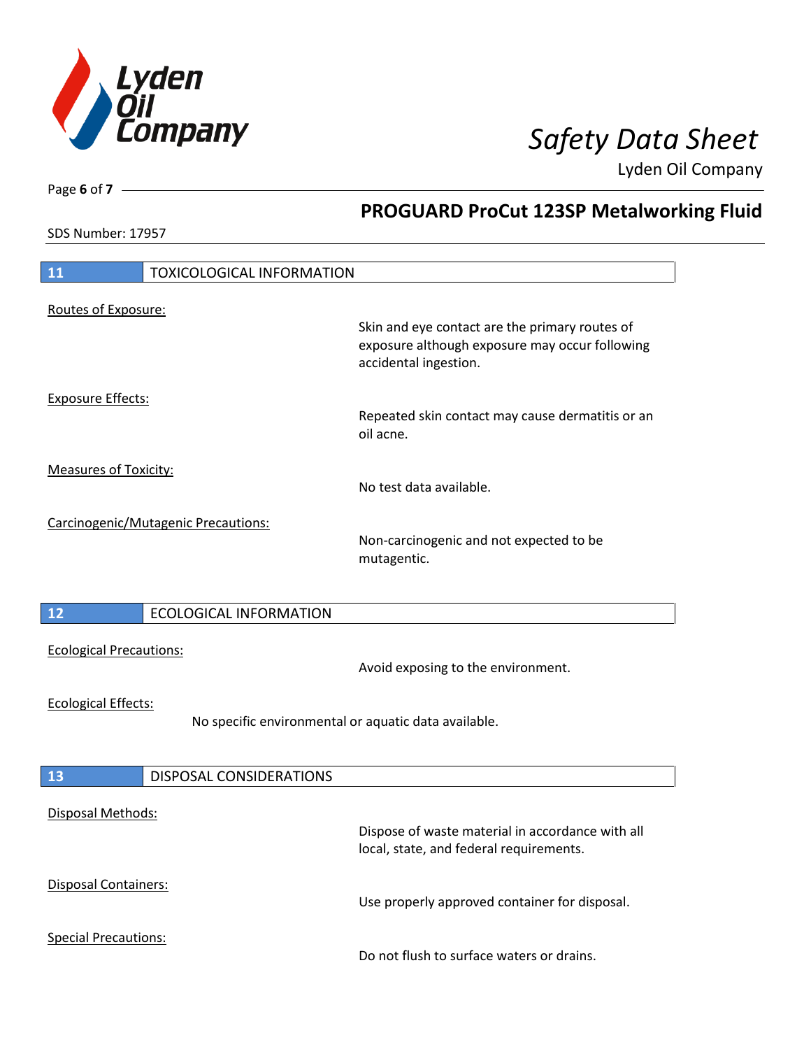## 11 TOXICOLOGICAL INFORMATION

Routes of Exposure:

Skin and eye contact are the primary routes of exposure although exposure may occur following accidental ingestion.

Exposure Effects:

Repeated skin contact may cause dermatitis or an oil acne.

Measures of Toxicity:

No test data available.

Carcinogenic/Mutagenic Precautions:

Non-carcinogenic and not expected to be mutagentic.

## 12 ECOLOGICAL INFORMATION

Ecological Precautions:

Avoid exposing to the environment.

Ecological Effects:

No specific environmental or aquatic data available.

## 13 DISPOSAL CONSIDERATIONS

Disposal Methods:

Dispose of waste material in accordance with all local, state, and federal requirements.

Disposal Containers:

Use properly approved container for disposal.

Special Precautions:

Do not flush to surface waters or drains.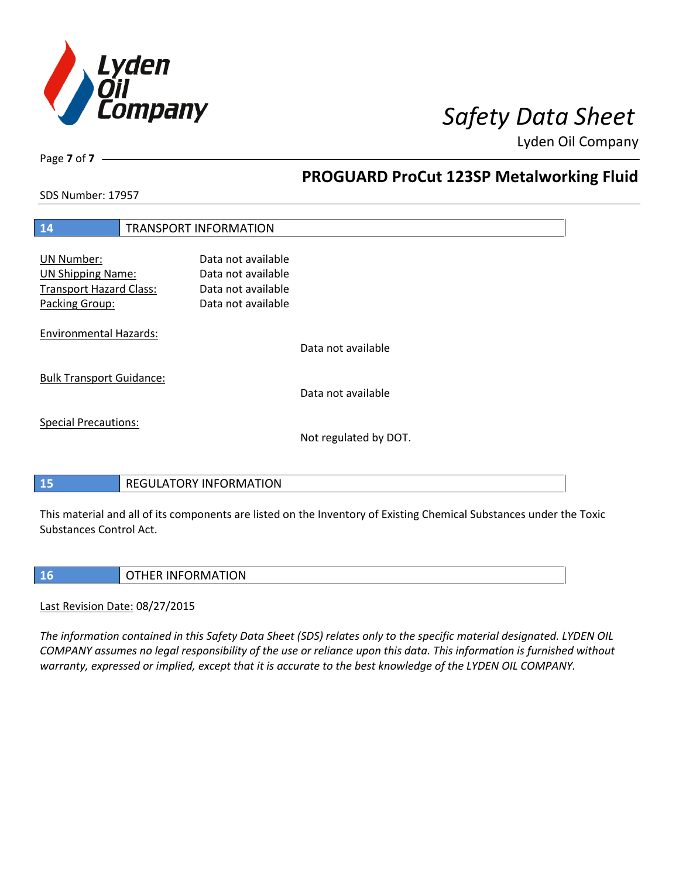## 14 TRANSPORT INFORMATION

UN Number: Data not available
UN Shipping Name: Data not available
Transport Hazard Class: Data not available
Packing Group: Data not available

Environmental Hazards:
Data not available

Bulk Transport Guidance:
Data not available

Special Precautions:
Not regulated by DOT.

## 15 REGULATORY INFORMATION

This material and all of its components are listed on the Inventory of Existing Chemical Substances under the Toxic Substances Control Act.

## 16 OTHER INFORMATION

Last Revision Date: 08/27/2015

*The information contained in this Safety Data Sheet (SDS) relates only to the specific material designated. LYDEN OIL COMPANY assumes no legal responsibility of the use or reliance upon this data. This information is furnished without warranty, expressed or implied, except that it is accurate to the best knowledge of the LYDEN OIL COMPANY.*